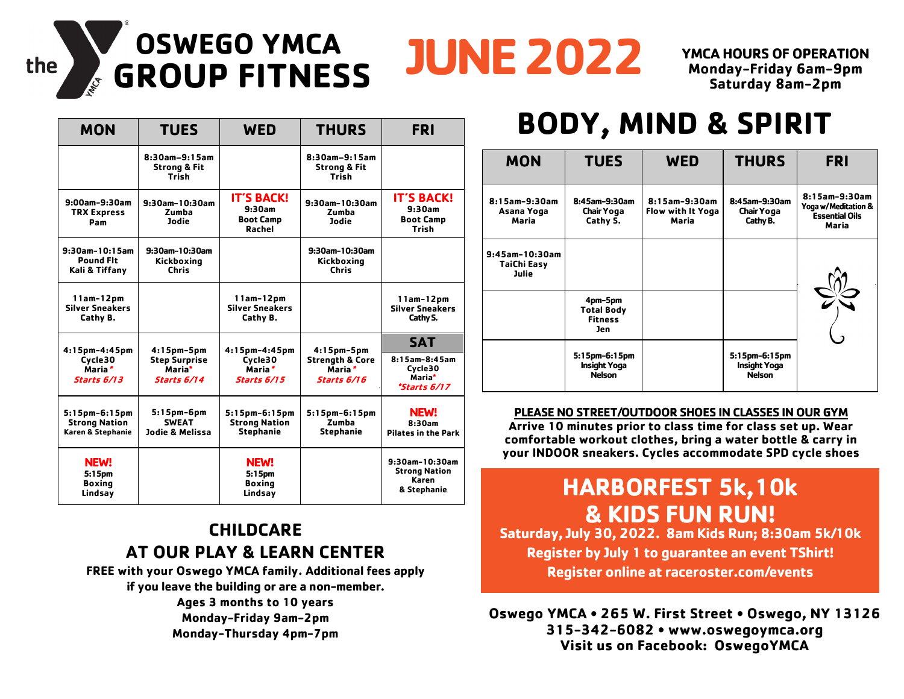# the OSWEGO YMCA GROUP FITNESS

# JUNE 2022

**YMCA HOURS OF OPERATION**
**Monday-Friday 6am-9pm**
**Saturday 8am-2pm**

| MON | TUES | WED | THURS | FRI |
|---|---|---|---|---|
| | 8:30am-9:15am Strong & Fit Trish | | 8:30am-9:15am Strong & Fit Trish | |
| 9:00am-9:30am TRX Express Pam | 9:30am-10:30am Zumba Jodie | IT'S BACK! 9:30am Boot Camp Rachel | 9:30am-10:30am Zumba Jodie | IT'S BACK! 9:30am Boot Camp Trish |
| 9:30am-10:15am Pound FIt Kali & Tiffany | 9:30am-10:30am Kickboxing Chris | | 9:30am-10:30am Kickboxing Chris | |
| 11am-12pm Silver Sneakers Cathy B. | | 11am-12pm Silver Sneakers Cathy B. | | 11am-12pm Silver Sneakers Cathy S. |
| 4:15pm-4:45pm Cycle30 Maria* *Starts 6/13* | 4:15pm-5pm Step Surprise Maria* *Starts 6/14* | 4:15pm-4:45pm Cycle30 Maria* *Starts 6/15* | 4:15pm-5pm Strength & Core Maria* *Starts 6/16* | **SAT** 8:15am-8:45am Cycle30 Maria* *\*Starts 6/17* |
| 5:15pm-6:15pm Strong Nation Karen & Stephanie | 5:15pm-6pm SWEAT Jodie & Melissa | 5:15pm-6:15pm Strong Nation Stephanie | 5:15pm-6:15pm Zumba Stephanie | NEW! 8:30am Pilates in the Park |
| NEW! 5:15pm Boxing Lindsay | | NEW! 5:15pm Boxing Lindsay | | 9:30am-10:30am Strong Nation Karen & Stephanie |

## BODY, MIND & SPIRIT

| MON | TUES | WED | THURS | FRI |
|---|---|---|---|---|
| 8:15am-9:30am Asana Yoga Maria | 8:45am-9:30am Chair Yoga Cathy S. | 8:15am-9:30am Flow with It Yoga Maria | 8:45am-9:30am Chair Yoga Cathy B. | 8:15am-9:30am Yoga w/ Meditation & Essential Oils Maria |
| 9:45am-10:30am TaiChi Easy Julie | | | | |
| | 4pm-5pm Total Body Fitness Jen | | | |
| | 5:15pm-6:15pm Insight Yoga Nelson | | 5:15pm-6:15pm Insight Yoga Nelson | |

**PLEASE NO STREET/OUTDOOR SHOES IN CLASSES IN OUR GYM**
**Arrive 10 minutes prior to class time for class set up. Wear comfortable workout clothes, bring a water bottle & carry in your INDOOR sneakers. Cycles accommodate SPD cycle shoes**

## CHILDCARE AT OUR PLAY & LEARN CENTER

**FREE with your Oswego YMCA family. Additional fees apply if you leave the building or are a non-member.**
**Ages 3 months to 10 years**
**Monday-Thursday 9am-2pm**
**Monday-Thursday 4pm-7pm**

## HARBORFEST 5k, 10k & KIDS FUN RUN!

**Saturday, July 30, 2022. 8am Kids Run; 8:30am 5k/10k**
**Register by July 1 to guarantee an event TShirt!**
**Register online at raceroster.com/events**

**Oswego YMCA • 265 W. First Street • Oswego, NY 13126**
**315-342-6082 • www.oswegoymca.org**
**Visit us on Facebook: OswegoYMCA**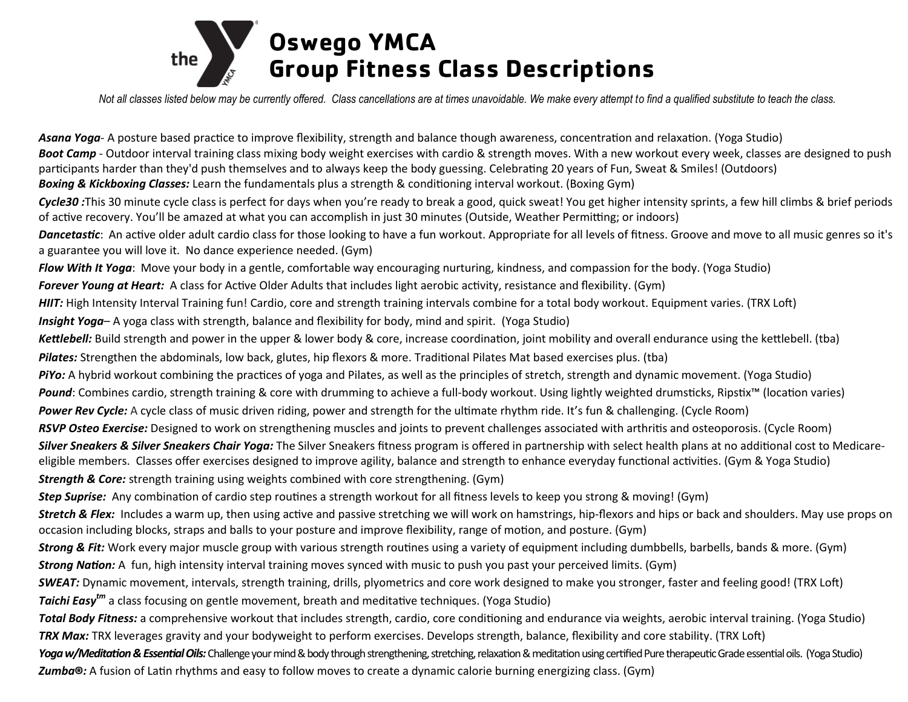# Oswego YMCA
# Group Fitness Class Descriptions

*Not all classes listed below may be currently offered. Class cancellations are at times unavoidable. We make every attempt to find a qualified substitute to teach the class.*

***Asana Yoga***- A posture based practice to improve flexibility, strength and balance though awareness, concentration and relaxation. (Yoga Studio)

***Boot Camp*** - Outdoor interval training class mixing body weight exercises with cardio & strength moves. With a new workout every week, classes are designed to push participants harder than they'd push themselves and to always keep the body guessing. Celebrating 20 years of Fun, Sweat & Smiles! (Outdoors)

***Boxing & Kickboxing Classes:*** Learn the fundamentals plus a strength & conditioning interval workout. (Boxing Gym)

***Cycle30 :***This 30 minute cycle class is perfect for days when you're ready to break a good, quick sweat! You get higher intensity sprints, a few hill climbs & brief periods of active recovery. You'll be amazed at what you can accomplish in just 30 minutes (Outside, Weather Permitting; or indoors)

***Dancetastic***: An active older adult cardio class for those looking to have a fun workout. Appropriate for all levels of fitness. Groove and move to all music genres so it's a guarantee you will love it. No dance experience needed. (Gym)

***Flow With It Yoga***: Move your body in a gentle, comfortable way encouraging nurturing, kindness, and compassion for the body. (Yoga Studio)

***Forever Young at Heart:*** A class for Active Older Adults that includes light aerobic activity, resistance and flexibility. (Gym)

***HIIT:*** High Intensity Interval Training fun! Cardio, core and strength training intervals combine for a total body workout. Equipment varies. (TRX Loft)

***Insight Yoga***– A yoga class with strength, balance and flexibility for body, mind and spirit. (Yoga Studio)

***Kettlebell:*** Build strength and power in the upper & lower body & core, increase coordination, joint mobility and overall endurance using the kettlebell. (tba)

***Pilates:*** Strengthen the abdominals, low back, glutes, hip flexors & more. Traditional Pilates Mat based exercises plus. (tba)

***PiYo:*** A hybrid workout combining the practices of yoga and Pilates, as well as the principles of stretch, strength and dynamic movement. (Yoga Studio)

***Pound***: Combines cardio, strength training & core with drumming to achieve a full-body workout. Using lightly weighted drumsticks, Ripstix™ (location varies)

***Power Rev Cycle:*** A cycle class of music driven riding, power and strength for the ultimate rhythm ride. It's fun & challenging. (Cycle Room)

***RSVP Osteo Exercise:*** Designed to work on strengthening muscles and joints to prevent challenges associated with arthritis and osteoporosis. (Cycle Room)

***Silver Sneakers & Silver Sneakers Chair Yoga:*** The Silver Sneakers fitness program is offered in partnership with select health plans at no additional cost to Medicare-eligible members. Classes offer exercises designed to improve agility, balance and strength to enhance everyday functional activities. (Gym & Yoga Studio)

***Strength & Core:*** strength training using weights combined with core strengthening. (Gym)

***Step Suprise:*** Any combination of cardio step routines a strength workout for all fitness levels to keep you strong & moving! (Gym)

***Stretch & Flex:*** Includes a warm up, then using active and passive stretching we will work on hamstrings, hip-flexors and hips or back and shoulders. May use props on occasion including blocks, straps and balls to your posture and improve flexibility, range of motion, and posture. (Gym)

***Strong & Fit:*** Work every major muscle group with various strength routines using a variety of equipment including dumbbells, barbells, bands & more. (Gym)

***Strong Nation:*** A fun, high intensity interval training moves synced with music to push you past your perceived limits. (Gym)

***SWEAT:*** Dynamic movement, intervals, strength training, drills, plyometrics and core work designed to make you stronger, faster and feeling good! (TRX Loft)

***Taichi Easy™*** a class focusing on gentle movement, breath and meditative techniques. (Yoga Studio)

***Total Body Fitness:*** a comprehensive workout that includes strength, cardio, core conditioning and endurance via weights, aerobic interval training. (Yoga Studio)

***TRX Max:*** TRX leverages gravity and your bodyweight to perform exercises. Develops strength, balance, flexibility and core stability. (TRX Loft)

***Yoga w/Meditation & Essential Oils:*** Challenge your mind & body through strengthening, stretching, relaxation & meditation using certified Pure therapeutic Grade essential oils. (Yoga Studio)

***Zumba®:*** A fusion of Latin rhythms and easy to follow moves to create a dynamic calorie burning energizing class. (Gym)